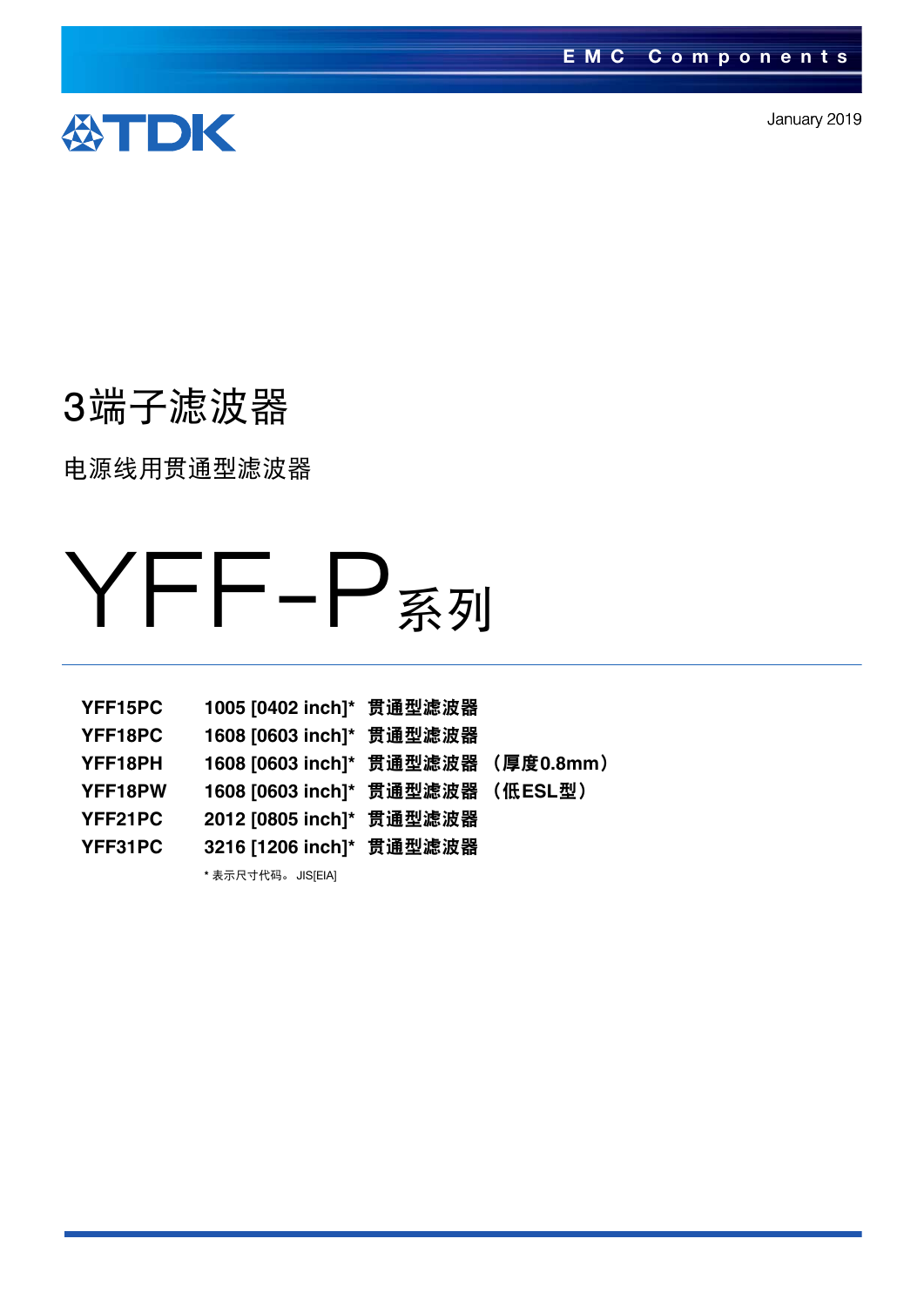EMC Components

TDK

January 2019

# 3端子滤波器

## 电源线用贯通型滤波器

# YFF-P系列

| | |
|---|---|
| **YFF15PC** | **1005 [0402 inch]\* 贯通型滤波器** |
| **YFF18PC** | **1608 [0603 inch]\* 贯通型滤波器** |
| **YFF18PH** | **1608 [0603 inch]\* 贯通型滤波器 （厚度0.8mm）** |
| **YFF18PW** | **1608 [0603 inch]\* 贯通型滤波器 （低ESL型）** |
| **YFF21PC** | **2012 [0805 inch]\* 贯通型滤波器** |
| **YFF31PC** | **3216 [1206 inch]\* 贯通型滤波器** |

\* 表示尺寸代码。 JIS[EIA]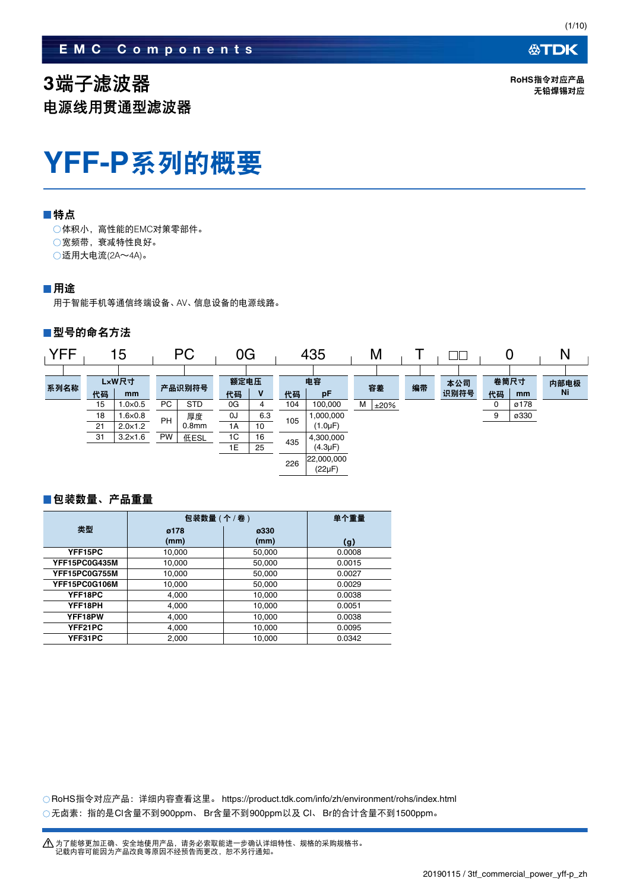EMC Components

RoHS指令对应产品
无铅焊锡对应

# 3端子滤波器

## 电源线用贯通型滤波器

# YFF-P系列的概要

## ■特点

○体积小，高性能的EMC对策零部件。
○宽频带，衰减特性良好。
○适用大电流(2A～4A)。

## ■用途

用于智能手机等通信终端设备、AV、信息设备的电源线路。

## ■型号的命名方法

YFF　15　PC　0G　435　M　T　□□　0　N

**系列名称**：YFF

**L×W尺寸**

| 代码 | mm |
|---|---|
| 15 | 1.0×0.5 |
| 18 | 1.6×0.8 |
| 21 | 2.0×1.2 |
| 31 | 3.2×1.6 |

**产品识别符号**

| 代码 | |
|---|---|
| PC | STD |
| PH | 厚度 0.8mm |
| PW | 低ESL |

**额定电压**

| 代码 | V |
|---|---|
| 0G | 4 |
| 0J | 6.3 |
| 1A | 10 |
| 1C | 16 |
| 1E | 25 |

**电容**

| 代码 | pF |
|---|---|
| 104 | 100,000 |
| 105 | 1,000,000 (1.0μF) |
| 435 | 4,300,000 (4.3μF) |
| 226 | 22,000,000 (22μF) |

**容差**

| 代码 | |
|---|---|
| M | ±20% |

**编带**：T

**本公司识别符号**：□□

**卷筒尺寸**

| 代码 | mm |
|---|---|
| 0 | ø178 |
| 9 | ø330 |

**内部电极**：N　Ni

## ■包装数量、产品重量

| 类型 | 包装数量（个/卷） ø178 (mm) | ø330 (mm) | 单个重量 (g) |
|---|---|---|---|
| YFF15PC | 10,000 | 50,000 | 0.0008 |
| YFF15PC0G435M | 10,000 | 50,000 | 0.0015 |
| YFF15PC0G755M | 10,000 | 50,000 | 0.0027 |
| YFF15PC0G106M | 10,000 | 50,000 | 0.0029 |
| YFF18PC | 4,000 | 10,000 | 0.0038 |
| YFF18PH | 4,000 | 10,000 | 0.0051 |
| YFF18PW | 4,000 | 10,000 | 0.0038 |
| YFF21PC | 4,000 | 10,000 | 0.0095 |
| YFF31PC | 2,000 | 10,000 | 0.0342 |

○RoHS指令对应产品：详细内容查看这里。 https://product.tdk.com/info/zh/environment/rohs/index.html
○无卤素：指的是Cl含量不到900ppm、 Br含量不到900ppm以及 Cl、 Br的合计含量不到1500ppm。

⚠ 为了能够更加正确、安全地使用产品，请务必索取能进一步确认详细特性、规格的采购规格书。
记载内容可能因为产品改良等原因不经预告而更改，恕不另行通知。

20190115 / 3tf_commercial_power_yff-p_zh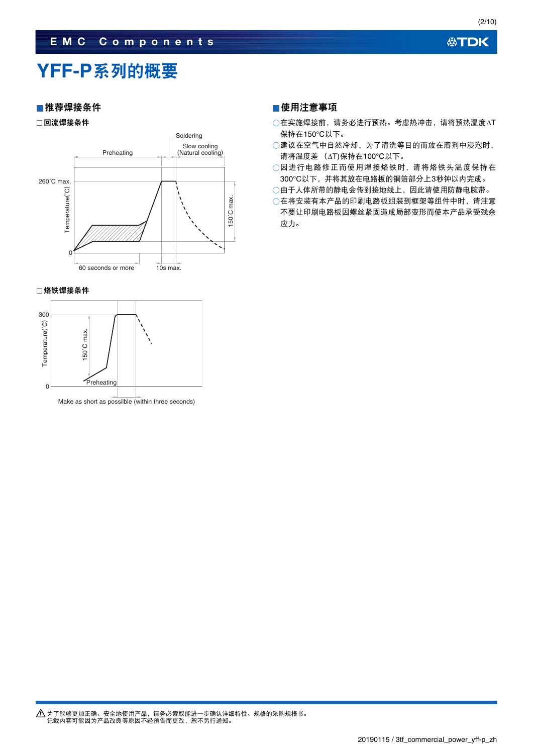# YFF-P系列的概要

## ■推荐焊接条件

### □回流焊接条件

Soldering

Preheating

Slow cooling (Natural cooling)

260˚C max.

Temperature(˚C)

150˚C max.

0

60 seconds or more

10s max.

### □烙铁焊接条件

300

Temperature(˚C)

150˚C max.

Preheating

0

Make as short as possilble (within three seconds)

## ■使用注意事项

- ◯在实施焊接前，请务必进行预热。考虑热冲击，请将预热温度$\Delta T$保持在150°C以下。
- ◯建议在空气中自然冷却，为了清洗等目的而放在溶剂中浸泡时，请将温度差 （$\Delta T$)保持在100°C以下。
- ◯因进行电路修正而使用焊接烙铁时，请将烙铁头温度保持在300°C以下，并将其放在电路板的铜箔部分上3秒钟以内完成。
- ◯由于人体所带的静电会传到接地线上，因此请使用防静电腕带。
- ◯在将安装有本产品的印刷电路板组装到框架等组件中时，请注意不要让印刷电路板因螺丝紧固造成局部变形而使本产品承受残余应力。

⚠ 为了能够更加正确、安全地使用产品，请务必索取能进一步确认详细特性、规格的采购规格书。
记载内容可能因为产品改良等原因不经预告而更改，恕不另行通知。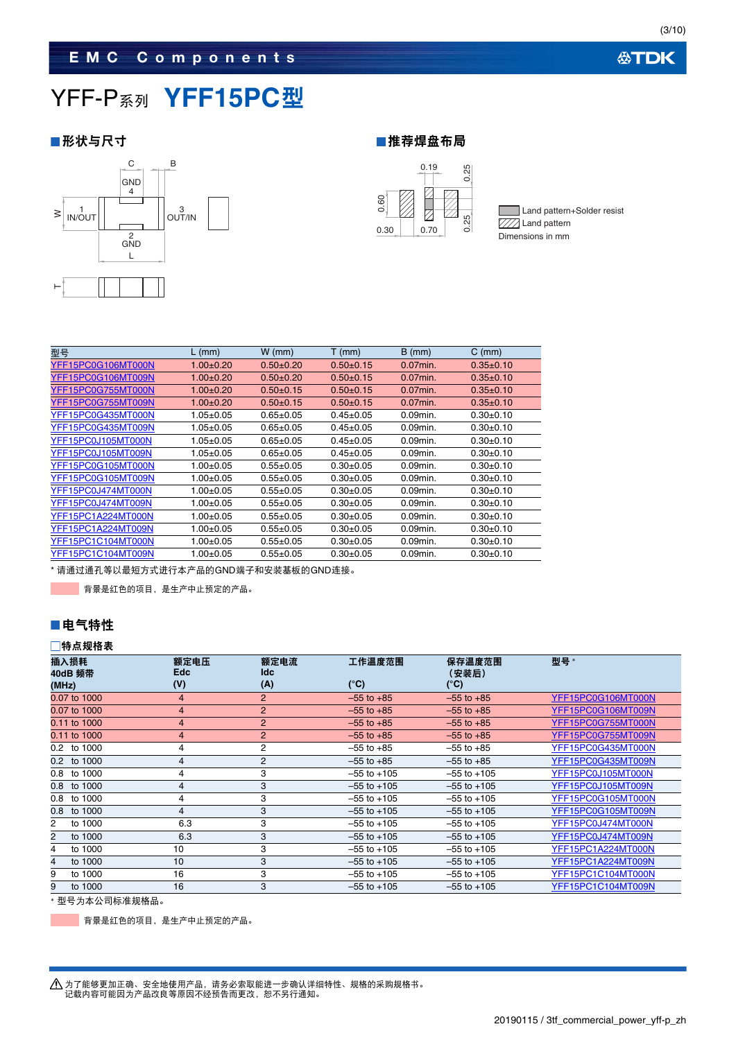# YFF-P系列 YFF15PC型

## ■形状与尺寸

C B
GND 4
W 1 IN/OUT 3 OUT/IN
2 GND
L
T

## ■推荐焊盘布局

0.19
0.25
0.60
0.25
0.30 0.70

Land pattern+Solder resist
Land pattern
Dimensions in mm

| 型号 | L (mm) | W (mm) | T (mm) | B (mm) | C (mm) |
|---|---|---|---|---|---|
| YFF15PC0G106MT000N | 1.00±0.20 | 0.50±0.20 | 0.50±0.15 | 0.07min. | 0.35±0.10 |
| YFF15PC0G106MT009N | 1.00±0.20 | 0.50±0.20 | 0.50±0.15 | 0.07min. | 0.35±0.10 |
| YFF15PC0G755MT000N | 1.00±0.20 | 0.50±0.15 | 0.50±0.15 | 0.07min. | 0.35±0.10 |
| YFF15PC0G755MT009N | 1.00±0.20 | 0.50±0.15 | 0.50±0.15 | 0.07min. | 0.35±0.10 |
| YFF15PC0G435MT000N | 1.05±0.05 | 0.65±0.05 | 0.45±0.05 | 0.09min. | 0.30±0.10 |
| YFF15PC0G435MT009N | 1.05±0.05 | 0.65±0.05 | 0.45±0.05 | 0.09min. | 0.30±0.10 |
| YFF15PC0J105MT000N | 1.05±0.05 | 0.65±0.05 | 0.45±0.05 | 0.09min. | 0.30±0.10 |
| YFF15PC0J105MT009N | 1.05±0.05 | 0.65±0.05 | 0.45±0.05 | 0.09min. | 0.30±0.10 |
| YFF15PC0G105MT000N | 1.00±0.05 | 0.55±0.05 | 0.30±0.05 | 0.09min. | 0.30±0.10 |
| YFF15PC0G105MT009N | 1.00±0.05 | 0.55±0.05 | 0.30±0.05 | 0.09min. | 0.30±0.10 |
| YFF15PC0J474MT000N | 1.00±0.05 | 0.55±0.05 | 0.30±0.05 | 0.09min. | 0.30±0.10 |
| YFF15PC0J474MT009N | 1.00±0.05 | 0.55±0.05 | 0.30±0.05 | 0.09min. | 0.30±0.10 |
| YFF15PC1A224MT000N | 1.00±0.05 | 0.55±0.05 | 0.30±0.05 | 0.09min. | 0.30±0.10 |
| YFF15PC1A224MT009N | 1.00±0.05 | 0.55±0.05 | 0.30±0.05 | 0.09min. | 0.30±0.10 |
| YFF15PC1C104MT000N | 1.00±0.05 | 0.55±0.05 | 0.30±0.05 | 0.09min. | 0.30±0.10 |
| YFF15PC1C104MT009N | 1.00±0.05 | 0.55±0.05 | 0.30±0.05 | 0.09min. | 0.30±0.10 |

* 请通过通孔等以最短方式进行本产品的GND端子和安装基板的GND连接。

背景是红色的项目，是生产中止预定的产品。

## ■电气特性

### □特点规格表

| 插入损耗 40dB 频带 (MHz) | 额定电压 Edc (V) | 额定电流 Idc (A) | 工作温度范围 (°C) | 保存温度范围 （安装后） (°C) | 型号 * |
|---|---|---|---|---|---|
| 0.07 to 1000 | 4 | 2 | –55 to +85 | –55 to +85 | YFF15PC0G106MT000N |
| 0.07 to 1000 | 4 | 2 | –55 to +85 | –55 to +85 | YFF15PC0G106MT009N |
| 0.11 to 1000 | 4 | 2 | –55 to +85 | –55 to +85 | YFF15PC0G755MT000N |
| 0.11 to 1000 | 4 | 2 | –55 to +85 | –55 to +85 | YFF15PC0G755MT009N |
| 0.2 to 1000 | 4 | 2 | –55 to +85 | –55 to +85 | YFF15PC0G435MT000N |
| 0.2 to 1000 | 4 | 2 | –55 to +85 | –55 to +85 | YFF15PC0G435MT009N |
| 0.8 to 1000 | 4 | 3 | –55 to +105 | –55 to +105 | YFF15PC0J105MT000N |
| 0.8 to 1000 | 4 | 3 | –55 to +105 | –55 to +105 | YFF15PC0J105MT009N |
| 0.8 to 1000 | 4 | 3 | –55 to +105 | –55 to +105 | YFF15PC0G105MT000N |
| 0.8 to 1000 | 4 | 3 | –55 to +105 | –55 to +105 | YFF15PC0G105MT009N |
| 2 to 1000 | 6.3 | 3 | –55 to +105 | –55 to +105 | YFF15PC0J474MT000N |
| 2 to 1000 | 6.3 | 3 | –55 to +105 | –55 to +105 | YFF15PC0J474MT009N |
| 4 to 1000 | 10 | 3 | –55 to +105 | –55 to +105 | YFF15PC1A224MT000N |
| 4 to 1000 | 10 | 3 | –55 to +105 | –55 to +105 | YFF15PC1A224MT009N |
| 9 to 1000 | 16 | 3 | –55 to +105 | –55 to +105 | YFF15PC1C104MT000N |
| 9 to 1000 | 16 | 3 | –55 to +105 | –55 to +105 | YFF15PC1C104MT009N |

* 型号为本公司标准规格品。

背景是红色的项目，是生产中止预定的产品。

⚠ 为了能够更加正确、安全地使用产品，请务必索取能进一步确认详细特性、规格的采购规格书。
记载内容可能因为产品改良等原因不经预告而更改，恕不另行通知。

20190115 / 3tf_commercial_power_yff-p_zh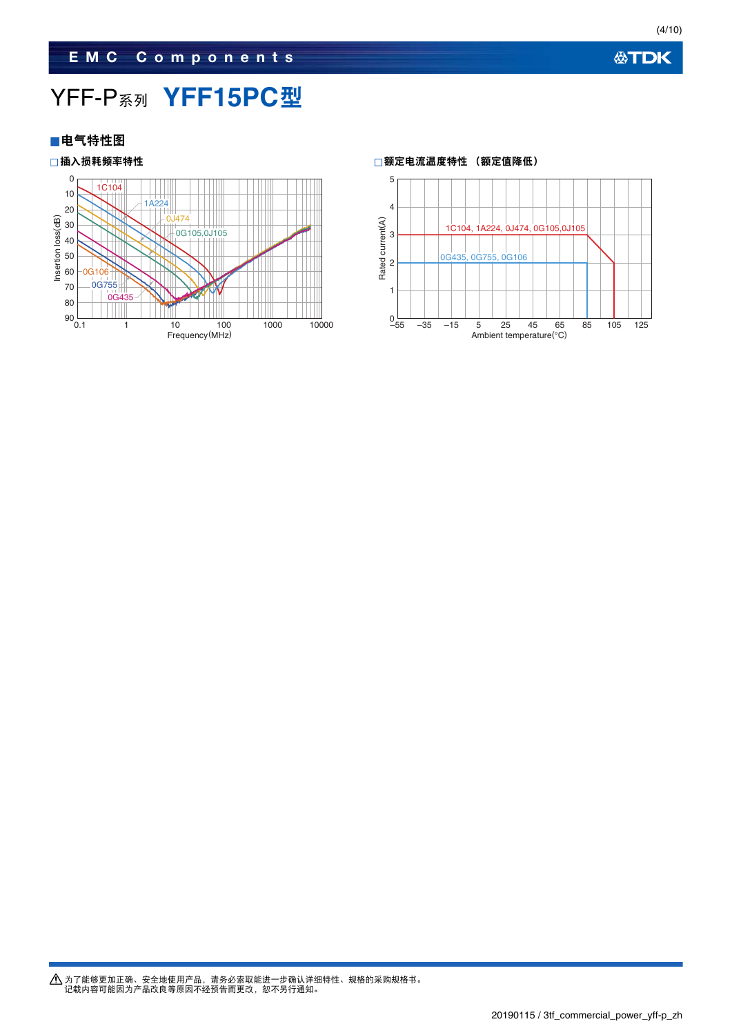YFF-P系列 **YFF15PC型**

## ■电气特性图

### □插入损耗频率特性

Insertion loss(dB): 0, 10, 20, 30, 40, 50, 60, 70, 80, 90

Frequency(MHz): 0.1, 1, 10, 100, 1000, 10000

1C104, 1A224, 0J474, 0G105,0J105, 0G106, 0G755, 0G435

### □额定电流温度特性 （额定值降低）

Rated current(A): 0, 1, 2, 3, 4, 5

Ambient temperature(°C): –55, –35, –15, 5, 25, 45, 65, 85, 105, 125

1C104, 1A224, 0J474, 0G105,0J105

0G435, 0G755, 0G106

⚠ 为了能够更加正确、安全地使用产品，请务必索取能进一步确认详细特性、规格的采购规格书。
记载内容可能因为产品改良等原因不经预告而更改，恕不另行通知。

20190115 / 3tf_commercial_power_yff-p_zh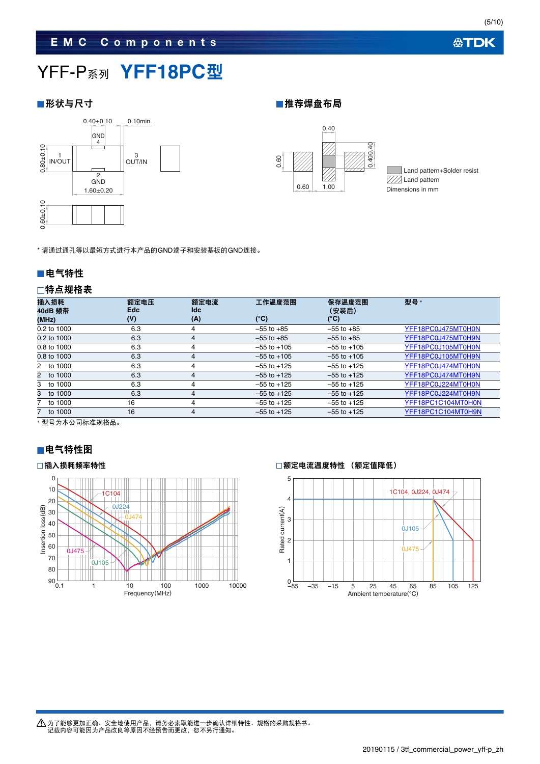# YFF-P系列 YFF18PC型

## ■形状与尺寸

## ■推荐焊盘布局

Land pattern+Solder resist
Land pattern
Dimensions in mm

* 请通过通孔等以最短方式进行本产品的GND端子和安装基板的GND连接。

## ■电气特性

### □特点规格表

| 插入损耗 40dB 频带 (MHz) | 额定电压 Edc (V) | 额定电流 Idc (A) | 工作温度范围 (°C) | 保存温度范围 （安装后） (°C) | 型号 * |
|---|---|---|---|---|---|
| 0.2 to 1000 | 6.3 | 4 | –55 to +85 | –55 to +85 | YFF18PC0J475MT0H0N |
| 0.2 to 1000 | 6.3 | 4 | –55 to +85 | –55 to +85 | YFF18PC0J475MT0H9N |
| 0.8 to 1000 | 6.3 | 4 | –55 to +105 | –55 to +105 | YFF18PC0J105MT0H0N |
| 0.8 to 1000 | 6.3 | 4 | –55 to +105 | –55 to +105 | YFF18PC0J105MT0H9N |
| 2 to 1000 | 6.3 | 4 | –55 to +125 | –55 to +125 | YFF18PC0J474MT0H0N |
| 2 to 1000 | 6.3 | 4 | –55 to +125 | –55 to +125 | YFF18PC0J474MT0H9N |
| 3 to 1000 | 6.3 | 4 | –55 to +125 | –55 to +125 | YFF18PC0J224MT0H0N |
| 3 to 1000 | 6.3 | 4 | –55 to +125 | –55 to +125 | YFF18PC0J224MT0H9N |
| 7 to 1000 | 16 | 4 | –55 to +125 | –55 to +125 | YFF18PC1C104MT0H0N |
| 7 to 1000 | 16 | 4 | –55 to +125 | –55 to +125 | YFF18PC1C104MT0H9N |

* 型号为本公司标准规格品。

## ■电气特性图

### □插入损耗频率特性

### □额定电流温度特性 （额定值降低）

⚠ 为了能够更加正确、安全地使用产品，请务必索取能进一步确认详细特性、规格的采购规格书。
记载内容可能因为产品改良等原因不经预告而更改，恕不另行通知。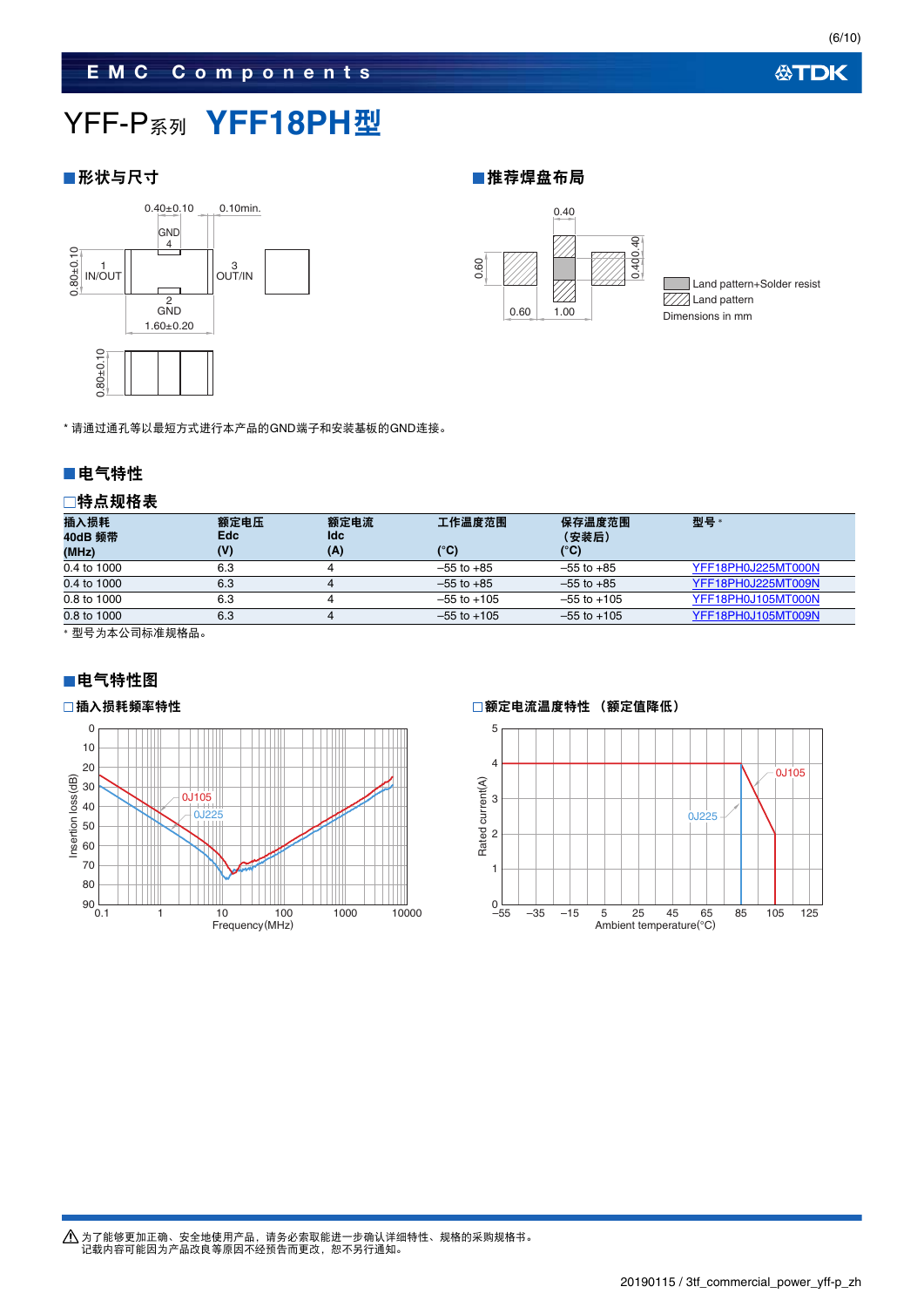# YFF-P系列 YFF18PH型

## ■形状与尺寸

0.40±0.10　0.10min.

GND 4

1 IN/OUT　3 OUT/IN

2 GND

0.80±0.10

1.60±0.20

0.80±0.10

\* 请通过通孔等以最短方式进行本产品的GND端子和安装基板的GND连接。

## ■推荐焊盘布局

0.40　0.60　0.40　0.40　0.60　1.00

Land pattern+Solder resist

Land pattern

Dimensions in mm

## ■电气特性

### □特点规格表

| 插入损耗 40dB 频带 (MHz) | 额定电压 Edc (V) | 额定电流 Idc (A) | 工作温度范围 (°C) | 保存温度范围（安装后）(°C) | 型号 * |
|---|---|---|---|---|---|
| 0.4 to 1000 | 6.3 | 4 | –55 to +85 | –55 to +85 | YFF18PH0J225MT000N |
| 0.4 to 1000 | 6.3 | 4 | –55 to +85 | –55 to +85 | YFF18PH0J225MT009N |
| 0.8 to 1000 | 6.3 | 4 | –55 to +105 | –55 to +105 | YFF18PH0J105MT000N |
| 0.8 to 1000 | 6.3 | 4 | –55 to +105 | –55 to +105 | YFF18PH0J105MT009N |

\* 型号为本公司标准规格品。

## ■电气特性图

### □插入损耗频率特性

Insertion loss (dB): 0–90; Frequency (MHz): 0.1–10000; 0J105, 0J225

### □额定电流温度特性（额定值降低）

Rated current (A): 0–5; Ambient temperature (°C): –55–125; 0J105, 0J225

⚠ 为了能够更加正确、安全地使用产品，请务必索取能进一步确认详细特性、规格的采购规格书。
记载内容可能因为产品改良等原因不经预告而更改，恕不另行通知。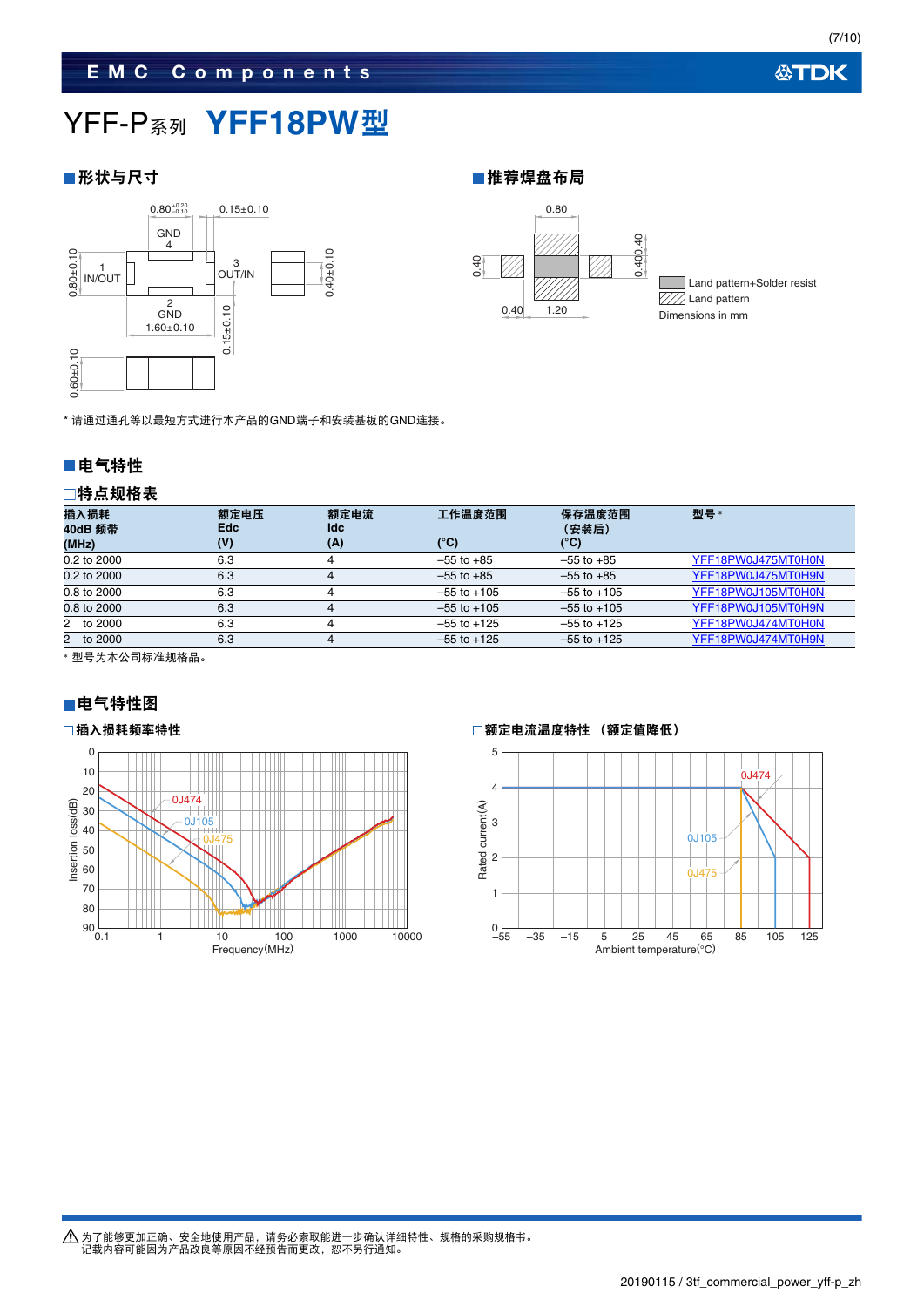# YFF-P系列 YFF18PW型

## ■形状与尺寸

## ■推荐焊盘布局

Land pattern+Solder resist
Land pattern
Dimensions in mm

* 请通过通孔等以最短方式进行本产品的GND端子和安装基板的GND连接。

## ■电气特性

### □特点规格表

| 插入损耗 40dB 频带 (MHz) | 额定电压 Edc (V) | 额定电流 Idc (A) | 工作温度范围 (°C) | 保存温度范围 （安装后） (°C) | 型号 * |
|---|---|---|---|---|---|
| 0.2 to 2000 | 6.3 | 4 | –55 to +85 | –55 to +85 | YFF18PW0J475MT0H0N |
| 0.2 to 2000 | 6.3 | 4 | –55 to +85 | –55 to +85 | YFF18PW0J475MT0H9N |
| 0.8 to 2000 | 6.3 | 4 | –55 to +105 | –55 to +105 | YFF18PW0J105MT0H0N |
| 0.8 to 2000 | 6.3 | 4 | –55 to +105 | –55 to +105 | YFF18PW0J105MT0H9N |
| 2 to 2000 | 6.3 | 4 | –55 to +125 | –55 to +125 | YFF18PW0J474MT0H0N |
| 2 to 2000 | 6.3 | 4 | –55 to +125 | –55 to +125 | YFF18PW0J474MT0H9N |

* 型号为本公司标准规格品。

## ■电气特性图

### □插入损耗频率特性

### □额定电流温度特性 （额定值降低）

⚠ 为了能够更加正确、安全地使用产品，请务必索取能进一步确认详细特性、规格的采购规格书。
记载内容可能因为产品改良等原因不经预告而更改，恕不另行通知。

20190115 / 3tf_commercial_power_yff-p_zh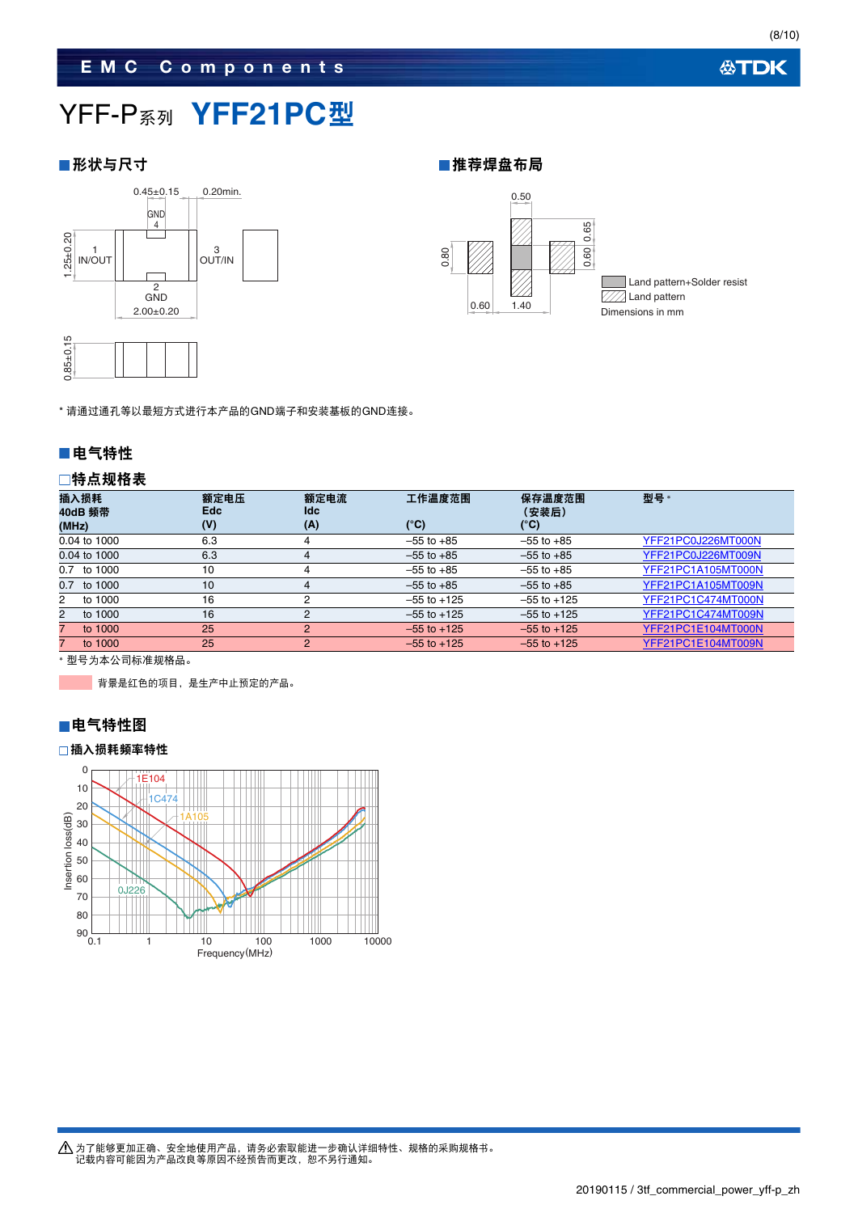# YFF-P系列 YFF21PC型

## ■形状与尺寸

## ■推荐焊盘布局

Land pattern+Solder resist

Land pattern

Dimensions in mm

* 请通过通孔等以最短方式进行本产品的GND端子和安装基板的GND连接。

## ■电气特性

### □特点规格表

| 插入损耗 40dB 频带 (MHz) | 额定电压 Edc (V) | 额定电流 Idc (A) | 工作温度范围 (°C) | 保存温度范围（安装后） (°C) | 型号 * |
|---|---|---|---|---|---|
| 0.04 to 1000 | 6.3 | 4 | –55 to +85 | –55 to +85 | YFF21PC0J226MT000N |
| 0.04 to 1000 | 6.3 | 4 | –55 to +85 | –55 to +85 | YFF21PC0J226MT009N |
| 0.7 to 1000 | 10 | 4 | –55 to +85 | –55 to +85 | YFF21PC1A105MT000N |
| 0.7 to 1000 | 10 | 4 | –55 to +85 | –55 to +85 | YFF21PC1A105MT009N |
| 2 to 1000 | 16 | 2 | –55 to +125 | –55 to +125 | YFF21PC1C474MT000N |
| 2 to 1000 | 16 | 2 | –55 to +125 | –55 to +125 | YFF21PC1C474MT009N |
| 7 to 1000 | 25 | 2 | –55 to +125 | –55 to +125 | YFF21PC1E104MT000N |
| 7 to 1000 | 25 | 2 | –55 to +125 | –55 to +125 | YFF21PC1E104MT009N |

* 型号为本公司标准规格品。

背景是红色的项目，是生产中止预定的产品。

## ■电气特性图

### □插入损耗频率特性

⚠ 为了能够更加正确、安全地使用产品，请务必索取能进一步确认详细特性、规格的采购规格书。
记载内容可能因为产品改良等原因不经预告而更改，恕不另行通知。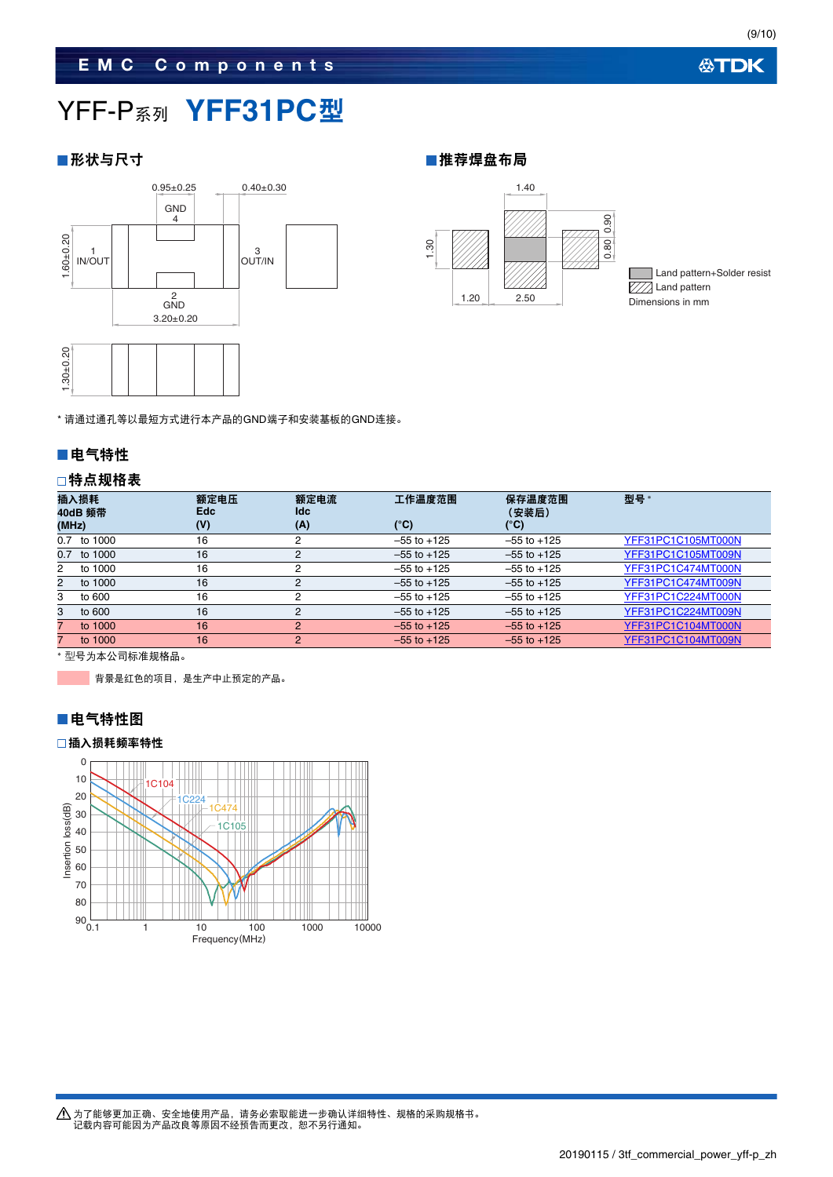# YFF-P系列 YFF31PC型

## ■形状与尺寸

0.95±0.25

0.40±0.30

GND 4

1.60±0.20

1 IN/OUT

3 OUT/IN

2 GND

3.20±0.20

1.30±0.20

* 请通过通孔等以最短方式进行本产品的GND端子和安装基板的GND连接。

## ■推荐焊盘布局

1.40

1.30

0.90

0.80

1.20

2.50

Land pattern+Solder resist

Land pattern

Dimensions in mm

## ■电气特性

### □特点规格表

| 插入损耗 40dB 频带 (MHz) | 额定电压 Edc (V) | 额定电流 Idc (A) | 工作温度范围 (°C) | 保存温度范围（安装后）(°C) | 型号 * |
|---|---|---|---|---|---|
| 0.7 to 1000 | 16 | 2 | –55 to +125 | –55 to +125 | YFF31PC1C105MT000N |
| 0.7 to 1000 | 16 | 2 | –55 to +125 | –55 to +125 | YFF31PC1C105MT009N |
| 2 to 1000 | 16 | 2 | –55 to +125 | –55 to +125 | YFF31PC1C474MT000N |
| 2 to 1000 | 16 | 2 | –55 to +125 | –55 to +125 | YFF31PC1C474MT009N |
| 3 to 600 | 16 | 2 | –55 to +125 | –55 to +125 | YFF31PC1C224MT000N |
| 3 to 600 | 16 | 2 | –55 to +125 | –55 to +125 | YFF31PC1C224MT009N |
| 7 to 1000 | 16 | 2 | –55 to +125 | –55 to +125 | YFF31PC1C104MT000N |
| 7 to 1000 | 16 | 2 | –55 to +125 | –55 to +125 | YFF31PC1C104MT009N |

* 型号为本公司标准规格品。

背景是红色的项目，是生产中止预定的产品。

## ■电气特性图

### □插入损耗频率特性

Insertion loss(dB): 0, 10, 20, 30, 40, 50, 60, 70, 80, 90

Frequency(MHz): 0.1, 1, 10, 100, 1000, 10000

1C104, 1C224, 1C474, 1C105

为了能够更加正确、安全地使用产品，请务必索取能进一步确认详细特性、规格的采购规格书。
记载内容可能因为产品改良等原因不经预告而更改，恕不另行通知。

20190115 / 3tf_commercial_power_yff-p_zh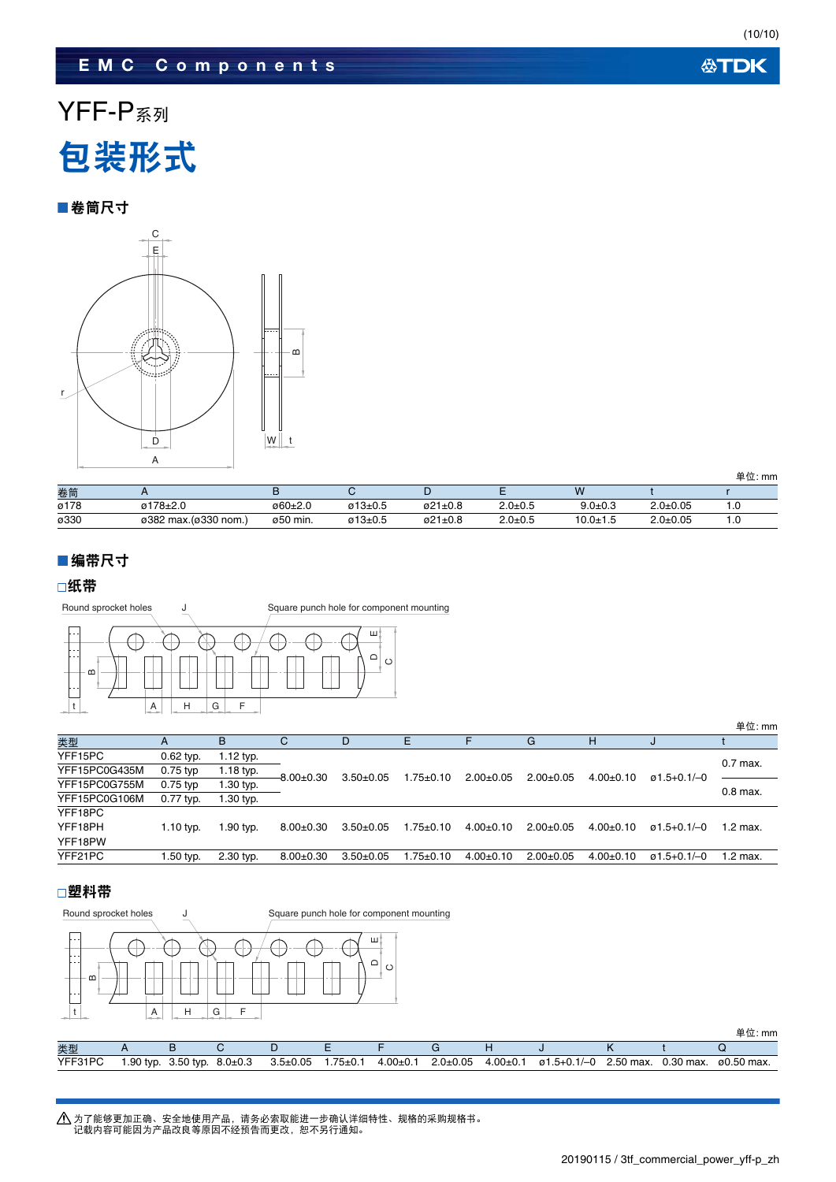# YFF-P系列

## 包装形式

### ■卷筒尺寸

C
E
B
r
D
A
W
t

单位: mm

| 卷筒 | A | B | C | D | E | W | t | r |
|---|---|---|---|---|---|---|---|---|
| ø178 | ø178±2.0 | ø60±2.0 | ø13±0.5 | ø21±0.8 | 2.0±0.5 | 9.0±0.3 | 2.0±0.05 | 1.0 |
| ø330 | ø382 max.(ø330 nom.) | ø50 min. | ø13±0.5 | ø21±0.8 | 2.0±0.5 | 10.0±1.5 | 2.0±0.05 | 1.0 |

### ■编带尺寸

#### □纸带

Round sprocket holes
J
Square punch hole for component mounting
E
D
C
B
t
A
H
G
F

单位: mm

| 类型 | A | B | C | D | E | F | G | H | J | t |
|---|---|---|---|---|---|---|---|---|---|---|
| YFF15PC | 0.62 typ. | 1.12 typ. | 8.00±0.30 | 3.50±0.05 | 1.75±0.10 | 2.00±0.05 | 2.00±0.05 | 4.00±0.10 | ø1.5+0.1/–0 | 0.7 max. |
| YFF15PC0G435M | 0.75 typ | 1.18 typ. | | | | | | | | |
| YFF15PC0G755M | 0.75 typ | 1.30 typ. | | | | | | | | 0.8 max. |
| YFF15PC0G106M | 0.77 typ. | 1.30 typ. | | | | | | | | |
| YFF18PC<br>YFF18PH<br>YFF18PW | 1.10 typ. | 1.90 typ. | 8.00±0.30 | 3.50±0.05 | 1.75±0.10 | 4.00±0.10 | 2.00±0.05 | 4.00±0.10 | ø1.5+0.1/–0 | 1.2 max. |
| YFF21PC | 1.50 typ. | 2.30 typ. | 8.00±0.30 | 3.50±0.05 | 1.75±0.10 | 4.00±0.10 | 2.00±0.05 | 4.00±0.10 | ø1.5+0.1/–0 | 1.2 max. |

#### □塑料带

Round sprocket holes
J
Square punch hole for component mounting
E
D
C
B
t
A
H
G
F

单位: mm

| 类型 | A | B | C | D | E | F | G | H | J | K | t | Q |
|---|---|---|---|---|---|---|---|---|---|---|---|---|
| YFF31PC | 1.90 typ. | 3.50 typ. | 8.0±0.3 | 3.5±0.05 | 1.75±0.1 | 4.00±0.1 | 2.0±0.05 | 4.00±0.1 | ø1.5+0.1/–0 | 2.50 max. | 0.30 max. | ø0.50 max. |

⚠ 为了能够更加正确、安全地使用产品，请务必索取能进一步确认详细特性、规格的采购规格书。
记载内容可能因为产品改良等原因不经预告而更改，恕不另行通知。

20190115 / 3tf_commercial_power_yff-p_zh